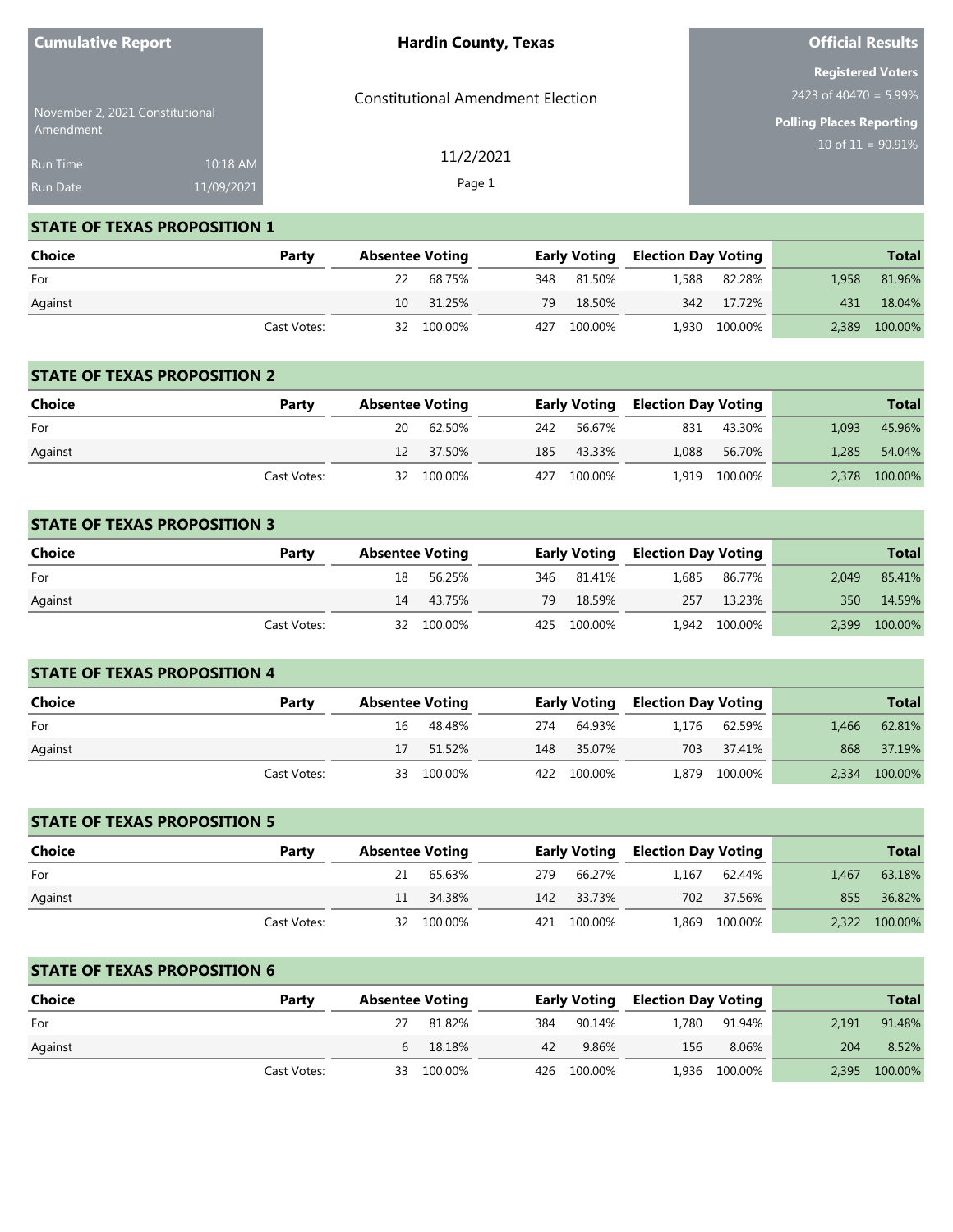**Cumulative Report**

November 2, 2021 Constitutional Amendment

Run Time 10:18 AM
Run Date 11/09/2021

# Hardin County, Texas

Constitutional Amendment Election

11/2/2021

**Official Results**

**Registered Voters**
2423 of 40470 = 5.99%

**Polling Places Reporting**
10 of 11 = 90.91%

## STATE OF TEXAS PROPOSITION 1

| Choice | Party | Absentee Voting | | Early Voting | | Election Day Voting | | Total | |
|---|---|---|---|---|---|---|---|---|---|
| For | | 22 | 68.75% | 348 | 81.50% | 1,588 | 82.28% | 1,958 | 81.96% |
| Against | | 10 | 31.25% | 79 | 18.50% | 342 | 17.72% | 431 | 18.04% |
| | Cast Votes: | 32 | 100.00% | 427 | 100.00% | 1,930 | 100.00% | 2,389 | 100.00% |

## STATE OF TEXAS PROPOSITION 2

| Choice | Party | Absentee Voting | | Early Voting | | Election Day Voting | | Total | |
|---|---|---|---|---|---|---|---|---|---|
| For | | 20 | 62.50% | 242 | 56.67% | 831 | 43.30% | 1,093 | 45.96% |
| Against | | 12 | 37.50% | 185 | 43.33% | 1,088 | 56.70% | 1,285 | 54.04% |
| | Cast Votes: | 32 | 100.00% | 427 | 100.00% | 1,919 | 100.00% | 2,378 | 100.00% |

## STATE OF TEXAS PROPOSITION 3

| Choice | Party | Absentee Voting | | Early Voting | | Election Day Voting | | Total | |
|---|---|---|---|---|---|---|---|---|---|
| For | | 18 | 56.25% | 346 | 81.41% | 1,685 | 86.77% | 2,049 | 85.41% |
| Against | | 14 | 43.75% | 79 | 18.59% | 257 | 13.23% | 350 | 14.59% |
| | Cast Votes: | 32 | 100.00% | 425 | 100.00% | 1,942 | 100.00% | 2,399 | 100.00% |

## STATE OF TEXAS PROPOSITION 4

| Choice | Party | Absentee Voting | | Early Voting | | Election Day Voting | | Total | |
|---|---|---|---|---|---|---|---|---|---|
| For | | 16 | 48.48% | 274 | 64.93% | 1,176 | 62.59% | 1,466 | 62.81% |
| Against | | 17 | 51.52% | 148 | 35.07% | 703 | 37.41% | 868 | 37.19% |
| | Cast Votes: | 33 | 100.00% | 422 | 100.00% | 1,879 | 100.00% | 2,334 | 100.00% |

## STATE OF TEXAS PROPOSITION 5

| Choice | Party | Absentee Voting | | Early Voting | | Election Day Voting | | Total | |
|---|---|---|---|---|---|---|---|---|---|
| For | | 21 | 65.63% | 279 | 66.27% | 1,167 | 62.44% | 1,467 | 63.18% |
| Against | | 11 | 34.38% | 142 | 33.73% | 702 | 37.56% | 855 | 36.82% |
| | Cast Votes: | 32 | 100.00% | 421 | 100.00% | 1,869 | 100.00% | 2,322 | 100.00% |

## STATE OF TEXAS PROPOSITION 6

| Choice | Party | Absentee Voting | | Early Voting | | Election Day Voting | | Total | |
|---|---|---|---|---|---|---|---|---|---|
| For | | 27 | 81.82% | 384 | 90.14% | 1,780 | 91.94% | 2,191 | 91.48% |
| Against | | 6 | 18.18% | 42 | 9.86% | 156 | 8.06% | 204 | 8.52% |
| | Cast Votes: | 33 | 100.00% | 426 | 100.00% | 1,936 | 100.00% | 2,395 | 100.00% |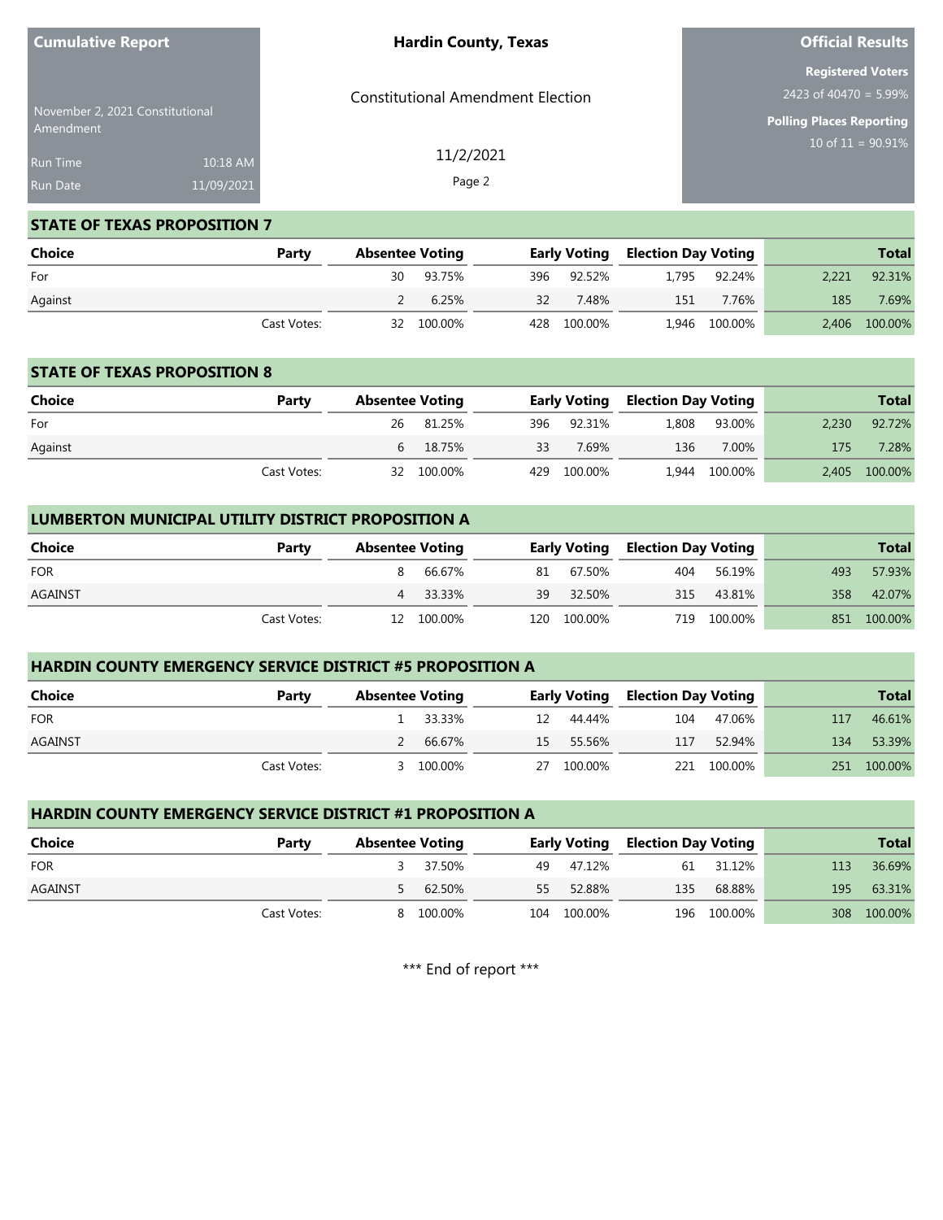| Cumulative Report | Hardin County, Texas | Official Results |
|---|---|---|
| November 2, 2021 Constitutional Amendment | Constitutional Amendment Election | Registered Voters 2423 of 40470 = 5.99% |
| Run Time 10:18 AM | 11/2/2021 | Polling Places Reporting 10 of 11 = 90.91% |
| Run Date 11/09/2021 | Page 2 | |

## STATE OF TEXAS PROPOSITION 7

| Choice | Party | Absentee Voting | | Early Voting | | Election Day Voting | | Total | |
|---|---|---|---|---|---|---|---|---|---|
| For | | 30 | 93.75% | 396 | 92.52% | 1,795 | 92.24% | 2,221 | 92.31% |
| Against | | 2 | 6.25% | 32 | 7.48% | 151 | 7.76% | 185 | 7.69% |
| | Cast Votes: | 32 | 100.00% | 428 | 100.00% | 1,946 | 100.00% | 2,406 | 100.00% |

## STATE OF TEXAS PROPOSITION 8

| Choice | Party | Absentee Voting | | Early Voting | | Election Day Voting | | Total | |
|---|---|---|---|---|---|---|---|---|---|
| For | | 26 | 81.25% | 396 | 92.31% | 1,808 | 93.00% | 2,230 | 92.72% |
| Against | | 6 | 18.75% | 33 | 7.69% | 136 | 7.00% | 175 | 7.28% |
| | Cast Votes: | 32 | 100.00% | 429 | 100.00% | 1,944 | 100.00% | 2,405 | 100.00% |

## LUMBERTON MUNICIPAL UTILITY DISTRICT PROPOSITION A

| Choice | Party | Absentee Voting | | Early Voting | | Election Day Voting | | Total | |
|---|---|---|---|---|---|---|---|---|---|
| FOR | | 8 | 66.67% | 81 | 67.50% | 404 | 56.19% | 493 | 57.93% |
| AGAINST | | 4 | 33.33% | 39 | 32.50% | 315 | 43.81% | 358 | 42.07% |
| | Cast Votes: | 12 | 100.00% | 120 | 100.00% | 719 | 100.00% | 851 | 100.00% |

## HARDIN COUNTY EMERGENCY SERVICE DISTRICT #5 PROPOSITION A

| Choice | Party | Absentee Voting | | Early Voting | | Election Day Voting | | Total | |
|---|---|---|---|---|---|---|---|---|---|
| FOR | | 1 | 33.33% | 12 | 44.44% | 104 | 47.06% | 117 | 46.61% |
| AGAINST | | 2 | 66.67% | 15 | 55.56% | 117 | 52.94% | 134 | 53.39% |
| | Cast Votes: | 3 | 100.00% | 27 | 100.00% | 221 | 100.00% | 251 | 100.00% |

## HARDIN COUNTY EMERGENCY SERVICE DISTRICT #1 PROPOSITION A

| Choice | Party | Absentee Voting | | Early Voting | | Election Day Voting | | Total | |
|---|---|---|---|---|---|---|---|---|---|
| FOR | | 3 | 37.50% | 49 | 47.12% | 61 | 31.12% | 113 | 36.69% |
| AGAINST | | 5 | 62.50% | 55 | 52.88% | 135 | 68.88% | 195 | 63.31% |
| | Cast Votes: | 8 | 100.00% | 104 | 100.00% | 196 | 100.00% | 308 | 100.00% |

*** End of report ***